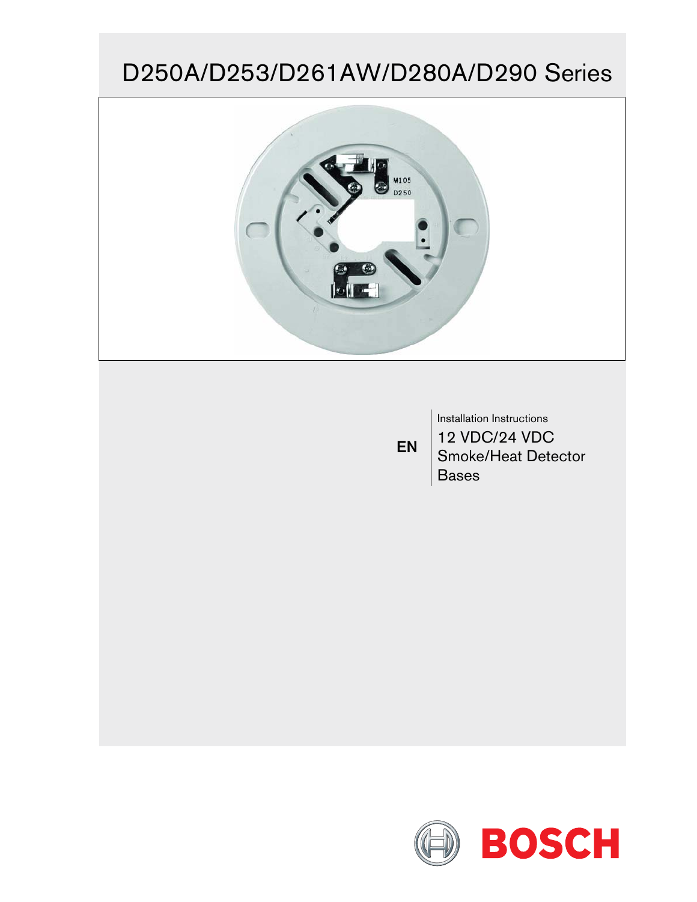# D250A/D253/D261AW/D280A/D290 Series

EN

Installation Instructions

12 VDC/24 VDC Smoke/Heat Detector Bases

BOSCH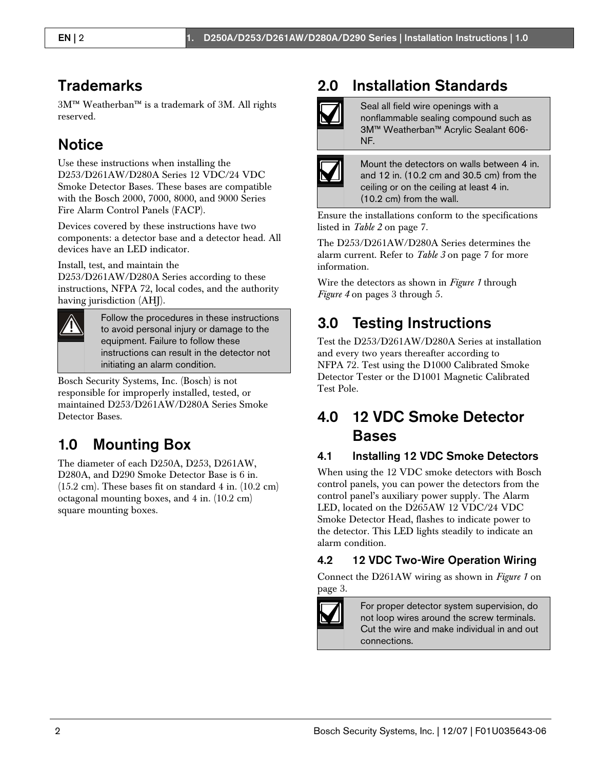## Trademarks

3M™ Weatherban™ is a trademark of 3M. All rights reserved.

## Notice

Use these instructions when installing the D253/D261AW/D280A Series 12 VDC/24 VDC Smoke Detector Bases. These bases are compatible with the Bosch 2000, 7000, 8000, and 9000 Series Fire Alarm Control Panels (FACP).

Devices covered by these instructions have two components: a detector base and a detector head. All devices have an LED indicator.

Install, test, and maintain the D253/D261AW/D280A Series according to these instructions, NFPA 72, local codes, and the authority having jurisdiction (AHJ).

> Follow the procedures in these instructions to avoid personal injury or damage to the equipment. Failure to follow these instructions can result in the detector not initiating an alarm condition.

Bosch Security Systems, Inc. (Bosch) is not responsible for improperly installed, tested, or maintained D253/D261AW/D280A Series Smoke Detector Bases.

## 1.0 Mounting Box

The diameter of each D250A, D253, D261AW, D280A, and D290 Smoke Detector Base is 6 in. (15.2 cm). These bases fit on standard 4 in. (10.2 cm) octagonal mounting boxes, and 4 in. (10.2 cm) square mounting boxes.

## 2.0 Installation Standards

> Seal all field wire openings with a nonflammable sealing compound such as 3M™ Weatherban™ Acrylic Sealant 606-NF.

> Mount the detectors on walls between 4 in. and 12 in. (10.2 cm and 30.5 cm) from the ceiling or on the ceiling at least 4 in. (10.2 cm) from the wall.

Ensure the installations conform to the specifications listed in *Table 2* on page 7.

The D253/D261AW/D280A Series determines the alarm current. Refer to *Table 3* on page 7 for more information.

Wire the detectors as shown in *Figure 1* through *Figure 4* on pages 3 through 5.

## 3.0 Testing Instructions

Test the D253/D261AW/D280A Series at installation and every two years thereafter according to NFPA 72. Test using the D1000 Calibrated Smoke Detector Tester or the D1001 Magnetic Calibrated Test Pole.

## 4.0 12 VDC Smoke Detector Bases

### 4.1 Installing 12 VDC Smoke Detectors

When using the 12 VDC smoke detectors with Bosch control panels, you can power the detectors from the control panel's auxiliary power supply. The Alarm LED, located on the D265AW 12 VDC/24 VDC Smoke Detector Head, flashes to indicate power to the detector. This LED lights steadily to indicate an alarm condition.

### 4.2 12 VDC Two-Wire Operation Wiring

Connect the D261AW wiring as shown in *Figure 1* on page 3.

> For proper detector system supervision, do not loop wires around the screw terminals. Cut the wire and make individual in and out connections.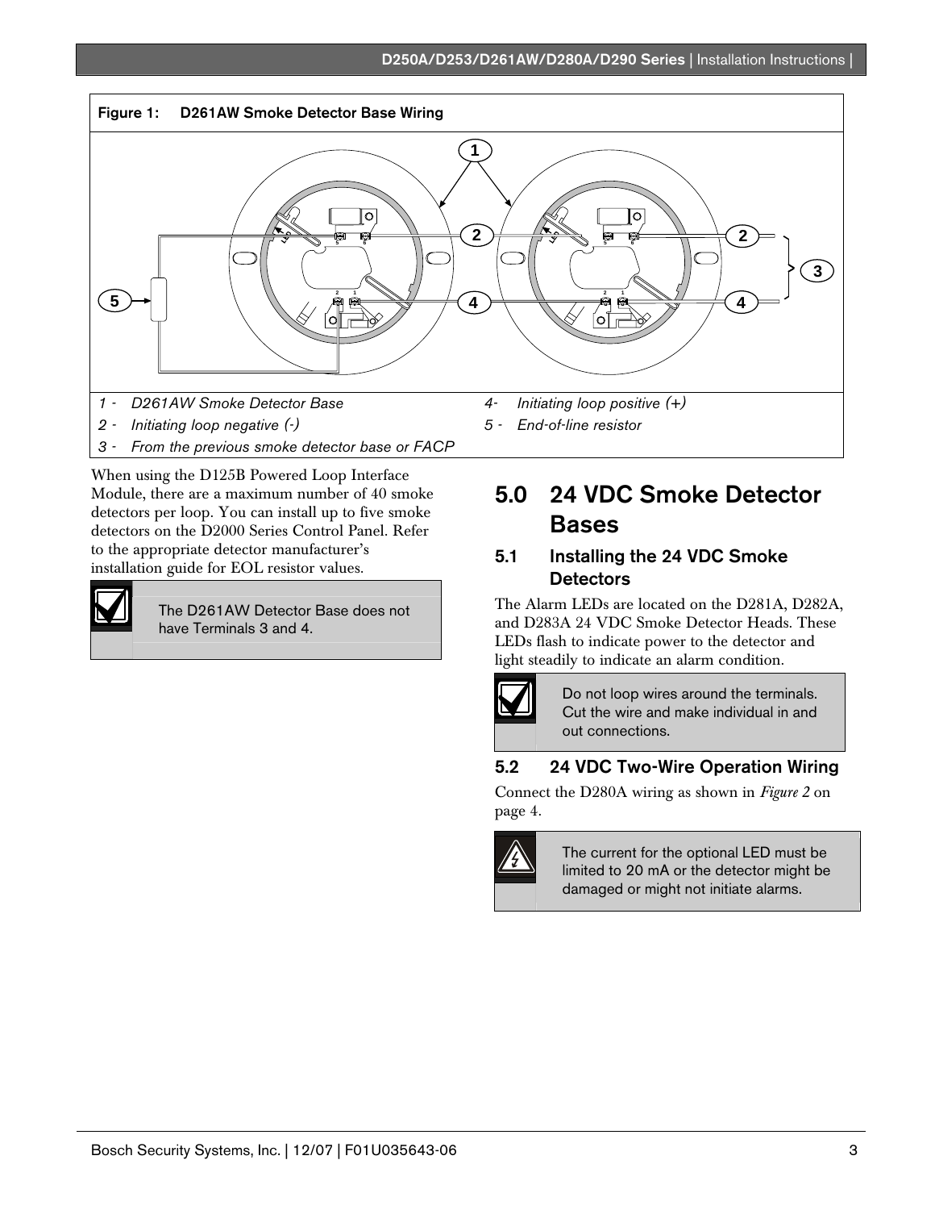**Figure 1: D261AW Smoke Detector Base Wiring**

1 - *D261AW Smoke Detector Base*

2 - *Initiating loop negative (-)*

3 - *From the previous smoke detector base or FACP*

4- *Initiating loop positive (+)*

5 - *End-of-line resistor*

When using the D125B Powered Loop Interface Module, there are a maximum number of 40 smoke detectors per loop. You can install up to five smoke detectors on the D2000 Series Control Panel. Refer to the appropriate detector manufacturer's installation guide for EOL resistor values.

> The D261AW Detector Base does not have Terminals 3 and 4.

## 5.0 24 VDC Smoke Detector Bases

### 5.1 Installing the 24 VDC Smoke Detectors

The Alarm LEDs are located on the D281A, D282A, and D283A 24 VDC Smoke Detector Heads. These LEDs flash to indicate power to the detector and light steadily to indicate an alarm condition.

> Do not loop wires around the terminals. Cut the wire and make individual in and out connections.

### 5.2 24 VDC Two-Wire Operation Wiring

Connect the D280A wiring as shown in *Figure 2* on page 4.

> The current for the optional LED must be limited to 20 mA or the detector might be damaged or might not initiate alarms.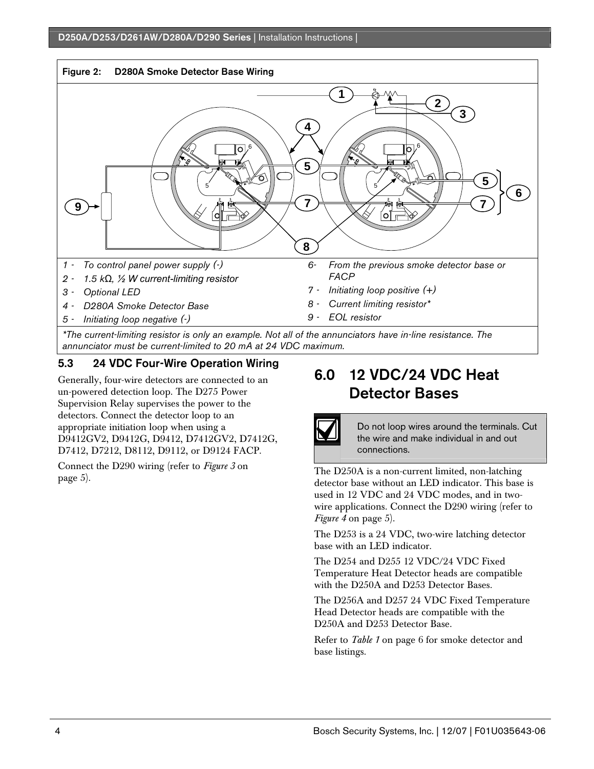**Figure 2: D280A Smoke Detector Base Wiring**

| | |
|---|---|
| 1 - *To control panel power supply (-)* | 6- *From the previous smoke detector base or FACP* |
| 2 - *1.5 kΩ, ½ W current-limiting resistor* | 7 - *Initiating loop positive (+)* |
| 3 - *Optional LED* | 8 - *Current limiting resistor** |
| 4 - *D280A Smoke Detector Base* | 9 - *EOL resistor* |
| 5 - *Initiating loop negative (-)* | |

**The current-limiting resistor is only an example. Not all of the annunciators have in-line resistance. The annunciator must be current-limited to 20 mA at 24 VDC maximum.*

### 5.3 24 VDC Four-Wire Operation Wiring

Generally, four-wire detectors are connected to an un-powered detection loop. The D275 Power Supervision Relay supervises the power to the detectors. Connect the detector loop to an appropriate initiation loop when using a D9412GV2, D9412G, D9412, D7412GV2, D7412G, D7412, D7212, D8112, D9112, or D9124 FACP.

Connect the D290 wiring (refer to *Figure 3* on page 5).

## 6.0 12 VDC/24 VDC Heat Detector Bases

> Do not loop wires around the terminals. Cut the wire and make individual in and out connections.

The D250A is a non-current limited, non-latching detector base without an LED indicator. This base is used in 12 VDC and 24 VDC modes, and in two-wire applications. Connect the D290 wiring (refer to *Figure 4* on page 5).

The D253 is a 24 VDC, two-wire latching detector base with an LED indicator.

The D254 and D255 12 VDC/24 VDC Fixed Temperature Heat Detector heads are compatible with the D250A and D253 Detector Bases.

The D256A and D257 24 VDC Fixed Temperature Head Detector heads are compatible with the D250A and D253 Detector Base.

Refer to *Table 1* on page 6 for smoke detector and base listings.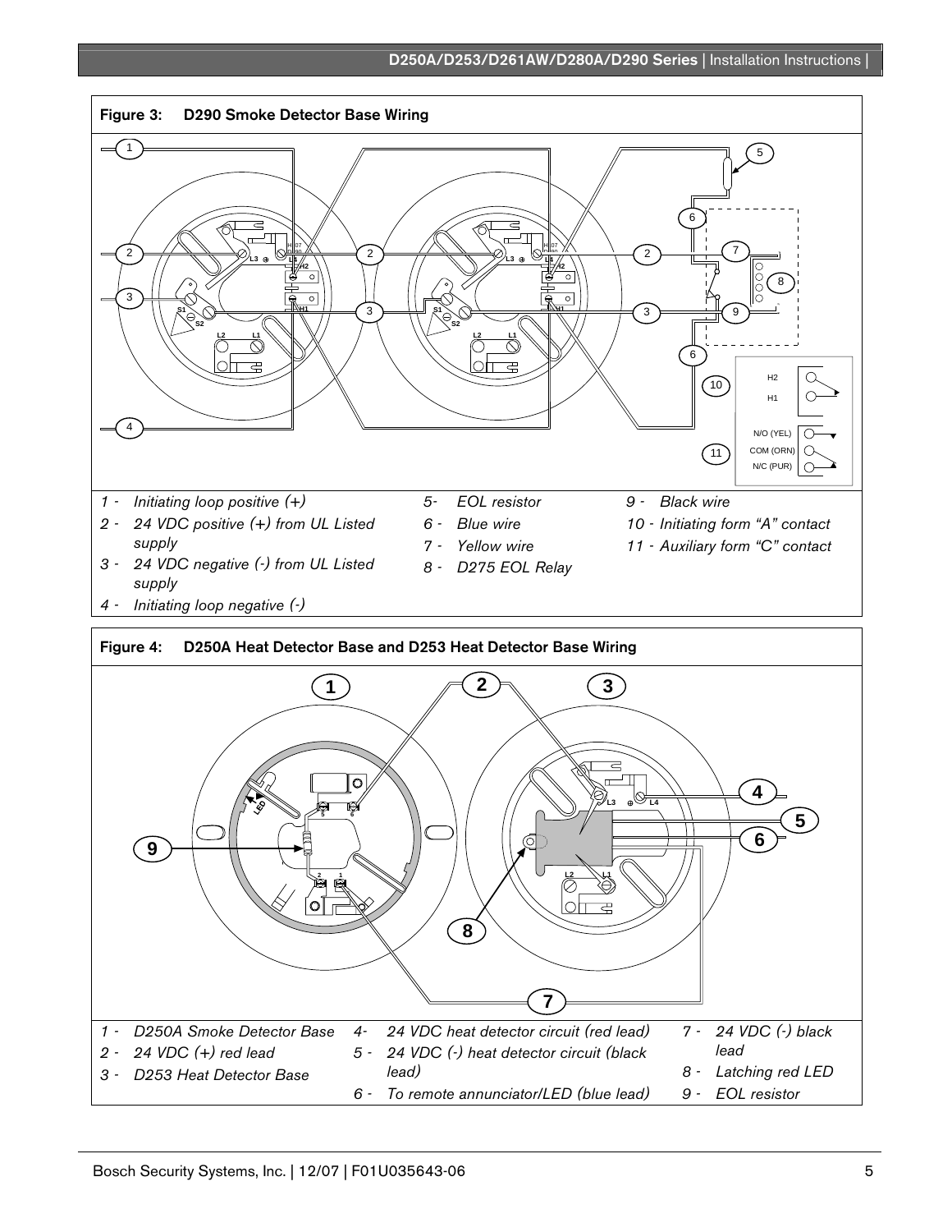**Figure 3: D290 Smoke Detector Base Wiring**

1 - *Initiating loop positive (+)*
2 - *24 VDC positive (+) from UL Listed supply*
3 - *24 VDC negative (-) from UL Listed supply*
4 - *Initiating loop negative (-)*
5- *EOL resistor*
6 - *Blue wire*
7 - *Yellow wire*
8 - *D275 EOL Relay*
9 - *Black wire*
10 - *Initiating form "A" contact*
11 - *Auxiliary form "C" contact*

**Figure 4: D250A Heat Detector Base and D253 Heat Detector Base Wiring**

1 - *D250A Smoke Detector Base*
2 - *24 VDC (+) red lead*
3 - *D253 Heat Detector Base*
4- *24 VDC heat detector circuit (red lead)*
5 - *24 VDC (-) heat detector circuit (black lead)*
6 - *To remote annunciator/LED (blue lead)*
7 - *24 VDC (-) black lead*
8 - *Latching red LED*
9 - *EOL resistor*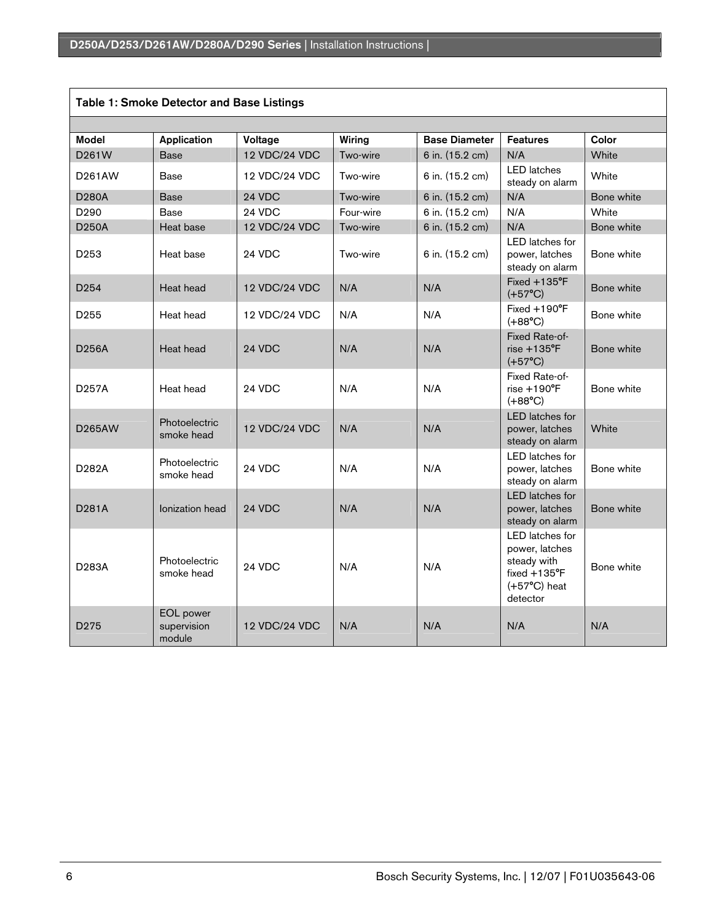**Table 1: Smoke Detector and Base Listings**

| Model | Application | Voltage | Wiring | Base Diameter | Features | Color |
|---|---|---|---|---|---|---|
| D261W | Base | 12 VDC/24 VDC | Two-wire | 6 in. (15.2 cm) | N/A | White |
| D261AW | Base | 12 VDC/24 VDC | Two-wire | 6 in. (15.2 cm) | LED latches steady on alarm | White |
| D280A | Base | 24 VDC | Two-wire | 6 in. (15.2 cm) | N/A | Bone white |
| D290 | Base | 24 VDC | Four-wire | 6 in. (15.2 cm) | N/A | White |
| D250A | Heat base | 12 VDC/24 VDC | Two-wire | 6 in. (15.2 cm) | N/A | Bone white |
| D253 | Heat base | 24 VDC | Two-wire | 6 in. (15.2 cm) | LED latches for power, latches steady on alarm | Bone white |
| D254 | Heat head | 12 VDC/24 VDC | N/A | N/A | Fixed +135°F (+57°C) | Bone white |
| D255 | Heat head | 12 VDC/24 VDC | N/A | N/A | Fixed +190°F (+88°C) | Bone white |
| D256A | Heat head | 24 VDC | N/A | N/A | Fixed Rate-of-rise +135°F (+57°C) | Bone white |
| D257A | Heat head | 24 VDC | N/A | N/A | Fixed Rate-of-rise +190°F (+88°C) | Bone white |
| D265AW | Photoelectric smoke head | 12 VDC/24 VDC | N/A | N/A | LED latches for power, latches steady on alarm | White |
| D282A | Photoelectric smoke head | 24 VDC | N/A | N/A | LED latches for power, latches steady on alarm | Bone white |
| D281A | Ionization head | 24 VDC | N/A | N/A | LED latches for power, latches steady on alarm | Bone white |
| D283A | Photoelectric smoke head | 24 VDC | N/A | N/A | LED latches for power, latches steady with fixed +135°F (+57°C) heat detector | Bone white |
| D275 | EOL power supervision module | 12 VDC/24 VDC | N/A | N/A | N/A | N/A |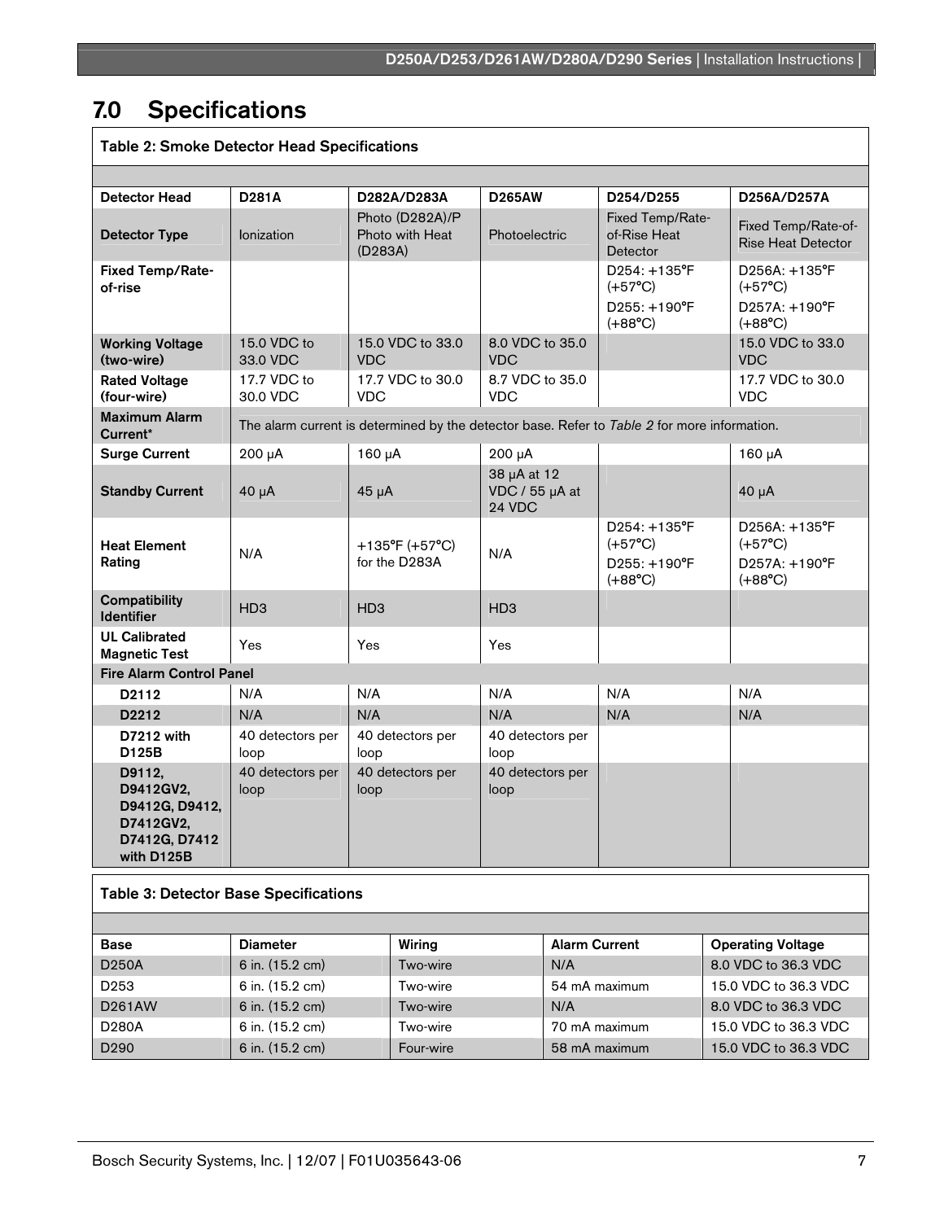# 7.0 Specifications

**Table 2: Smoke Detector Head Specifications**

| Detector Head | D281A | D282A/D283A | D265AW | D254/D255 | D256A/D257A |
|---|---|---|---|---|---|
| **Detector Type** | Ionization | Photo (D282A)/P Photo with Heat (D283A) | Photoelectric | Fixed Temp/Rate-of-Rise Heat Detector | Fixed Temp/Rate-of-Rise Heat Detector |
| **Fixed Temp/Rate-of-rise** | | | | D254: +135°F (+57°C) D255: +190°F (+88°C) | D256A: +135°F (+57°C) D257A: +190°F (+88°C) |
| **Working Voltage (two-wire)** | 15.0 VDC to 33.0 VDC | 15.0 VDC to 33.0 VDC | 8.0 VDC to 35.0 VDC | | 15.0 VDC to 33.0 VDC |
| **Rated Voltage (four-wire)** | 17.7 VDC to 30.0 VDC | 17.7 VDC to 30.0 VDC | 8.7 VDC to 35.0 VDC | | 17.7 VDC to 30.0 VDC |
| **Maximum Alarm Current*** | The alarm current is determined by the detector base. Refer to *Table 2* for more information. | | | | |
| **Surge Current** | 200 µA | 160 µA | 200 µA | | 160 µA |
| **Standby Current** | 40 µA | 45 µA | 38 µA at 12 VDC / 55 µA at 24 VDC | | 40 µA |
| **Heat Element Rating** | N/A | +135°F (+57°C) for the D283A | N/A | D254: +135°F (+57°C) D255: +190°F (+88°C) | D256A: +135°F (+57°C) D257A: +190°F (+88°C) |
| **Compatibility Identifier** | HD3 | HD3 | HD3 | | |
| **UL Calibrated Magnetic Test** | Yes | Yes | Yes | | |
| **Fire Alarm Control Panel** | | | | | |
| **D2112** | N/A | N/A | N/A | N/A | N/A |
| **D2212** | N/A | N/A | N/A | N/A | N/A |
| **D7212 with D125B** | 40 detectors per loop | 40 detectors per loop | 40 detectors per loop | | |
| **D9112, D9412GV2, D9412G, D9412, D7412GV2, D7412G, D7412 with D125B** | 40 detectors per loop | 40 detectors per loop | 40 detectors per loop | | |

**Table 3: Detector Base Specifications**

| Base | Diameter | Wiring | Alarm Current | Operating Voltage |
|---|---|---|---|---|
| D250A | 6 in. (15.2 cm) | Two-wire | N/A | 8.0 VDC to 36.3 VDC |
| D253 | 6 in. (15.2 cm) | Two-wire | 54 mA maximum | 15.0 VDC to 36.3 VDC |
| D261AW | 6 in. (15.2 cm) | Two-wire | N/A | 8.0 VDC to 36.3 VDC |
| D280A | 6 in. (15.2 cm) | Two-wire | 70 mA maximum | 15.0 VDC to 36.3 VDC |
| D290 | 6 in. (15.2 cm) | Four-wire | 58 mA maximum | 15.0 VDC to 36.3 VDC |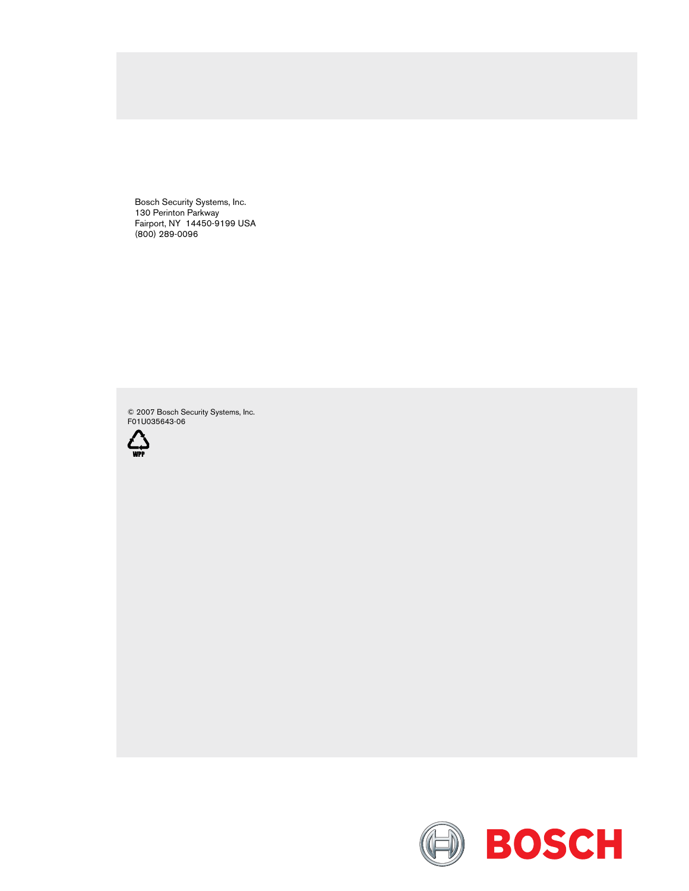Bosch Security Systems, Inc.
130 Perinton Parkway
Fairport, NY 14450-9199 USA
(800) 289-0096

© 2007 Bosch Security Systems, Inc.
F01U035643-06

WPP

BOSCH